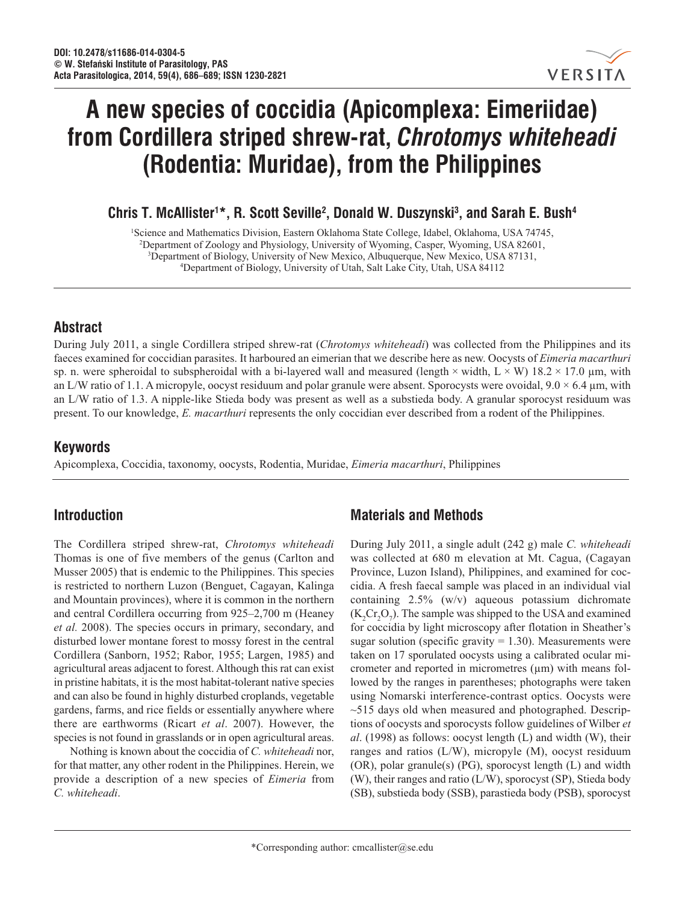# A new species of coccidia (Apicomplexa: Eimeriidae) from Cordillera striped shrew-rat, *Chrotomys whiteheadi* (Rodentia: Muridae), from the Philippines

**Chris T. McAllister[1]*, R. Scott Seville[2], Donald W. Duszynski[3], and Sarah E. Bush[4]**

[1]Science and Mathematics Division, Eastern Oklahoma State College, Idabel, Oklahoma, USA 74745,
[2]Department of Zoology and Physiology, University of Wyoming, Casper, Wyoming, USA 82601,
[3]Department of Biology, University of New Mexico, Albuquerque, New Mexico, USA 87131,
[4]Department of Biology, University of Utah, Salt Lake City, Utah, USA 84112

## Abstract

During July 2011, a single Cordillera striped shrew-rat (*Chrotomys whiteheadi*) was collected from the Philippines and its faeces examined for coccidian parasites. It harboured an eimerian that we describe here as new. Oocysts of *Eimeria macarthuri* sp. n. were spheroidal to subspheroidal with a bi-layered wall and measured (length × width, L × W) 18.2 × 17.0 µm, with an L/W ratio of 1.1. A micropyle, oocyst residuum and polar granule were absent. Sporocysts were ovoidal, 9.0 × 6.4 µm, with an L/W ratio of 1.3. A nipple-like Stieda body was present as well as a substieda body. A granular sporocyst residuum was present. To our knowledge, *E. macarthuri* represents the only coccidian ever described from a rodent of the Philippines.

## Keywords

Apicomplexa, Coccidia, taxonomy, oocysts, Rodentia, Muridae, *Eimeria macarthuri*, Philippines

## Introduction

The Cordillera striped shrew-rat, *Chrotomys whiteheadi* Thomas is one of five members of the genus (Carlton and Musser 2005) that is endemic to the Philippines. This species is restricted to northern Luzon (Benguet, Cagayan, Kalinga and Mountain provinces), where it is common in the northern and central Cordillera occurring from 925–2,700 m (Heaney *et al.* 2008). The species occurs in primary, secondary, and disturbed lower montane forest to mossy forest in the central Cordillera (Sanborn, 1952; Rabor, 1955; Largen, 1985) and agricultural areas adjacent to forest. Although this rat can exist in pristine habitats, it is the most habitat-tolerant native species and can also be found in highly disturbed croplands, vegetable gardens, farms, and rice fields or essentially anywhere where there are earthworms (Ricart *et al*. 2007). However, the species is not found in grasslands or in open agricultural areas.

Nothing is known about the coccidia of *C. whiteheadi* nor, for that matter, any other rodent in the Philippines. Herein, we provide a description of a new species of *Eimeria* from *C. whiteheadi*.

## Materials and Methods

During July 2011, a single adult (242 g) male *C. whiteheadi* was collected at 680 m elevation at Mt. Cagua, (Cagayan Province, Luzon Island), Philippines, and examined for coccidia. A fresh faecal sample was placed in an individual vial containing 2.5% (w/v) aqueous potassium dichromate ($K_2Cr_2O_7$). The sample was shipped to the USA and examined for coccidia by light microscopy after flotation in Sheather's sugar solution (specific gravity = 1.30). Measurements were taken on 17 sporulated oocysts using a calibrated ocular micrometer and reported in micrometres (µm) with means followed by the ranges in parentheses; photographs were taken using Nomarski interference-contrast optics. Oocysts were ~515 days old when measured and photographed. Descriptions of oocysts and sporocysts follow guidelines of Wilber *et al*. (1998) as follows: oocyst length (L) and width (W), their ranges and ratios (L/W), micropyle (M), oocyst residuum (OR), polar granule(s) (PG), sporocyst length (L) and width (W), their ranges and ratio (L/W), sporocyst (SP), Stieda body (SB), substieda body (SSB), parastieda body (PSB), sporocyst

*Corresponding author: cmcallister@se.edu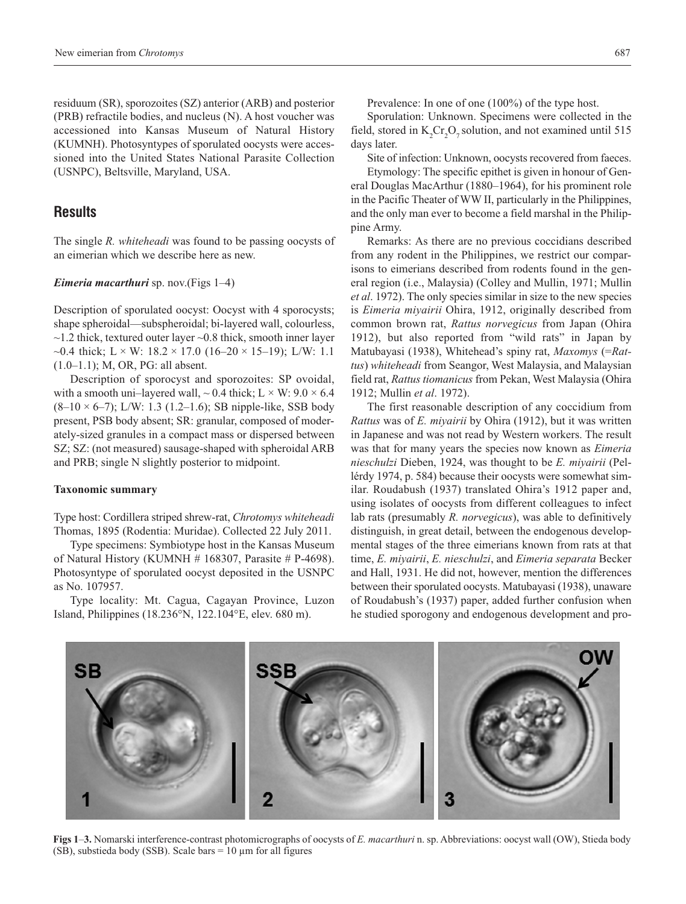residuum (SR), sporozoites (SZ) anterior (ARB) and posterior (PRB) refractile bodies, and nucleus (N). A host voucher was accessioned into Kansas Museum of Natural History (KUMNH). Photosyntypes of sporulated oocysts were accessioned into the United States National Parasite Collection (USNPC), Beltsville, Maryland, USA.

## Results

The single *R. whiteheadi* was found to be passing oocysts of an eimerian which we describe here as new.

### *Eimeria macarthuri* sp. nov.(Figs 1–4)

Description of sporulated oocyst: Oocyst with 4 sporocysts; shape spheroidal—subspheroidal; bi-layered wall, colourless, ~1.2 thick, textured outer layer ~0.8 thick, smooth inner layer ~0.4 thick; L × W: 18.2 × 17.0 (16–20 × 15–19); L/W: 1.1 (1.0–1.1); M, OR, PG: all absent.

Description of sporocyst and sporozoites: SP ovoidal, with a smooth uni–layered wall, ~ 0.4 thick; L × W: 9.0 × 6.4 (8–10 × 6–7); L/W: 1.3 (1.2–1.6); SB nipple-like, SSB body present, PSB body absent; SR: granular, composed of moderately-sized granules in a compact mass or dispersed between SZ; SZ: (not measured) sausage-shaped with spheroidal ARB and PRB; single N slightly posterior to midpoint.

#### Taxonomic summary

Type host: Cordillera striped shrew-rat, *Chrotomys whiteheadi* Thomas, 1895 (Rodentia: Muridae). Collected 22 July 2011.

Type specimens: Symbiotype host in the Kansas Museum of Natural History (KUMNH # 168307, Parasite # P-4698). Photosyntype of sporulated oocyst deposited in the USNPC as No. 107957.

Type locality: Mt. Cagua, Cagayan Province, Luzon Island, Philippines (18.236°N, 122.104°E, elev. 680 m).

Prevalence: In one of one (100%) of the type host.

Sporulation: Unknown. Specimens were collected in the field, stored in $K_2Cr_2O_7$ solution, and not examined until 515 days later.

Site of infection: Unknown, oocysts recovered from faeces.

Etymology: The specific epithet is given in honour of General Douglas MacArthur (1880–1964), for his prominent role in the Pacific Theater of WW II, particularly in the Philippines, and the only man ever to become a field marshal in the Philippine Army.

Remarks: As there are no previous coccidians described from any rodent in the Philippines, we restrict our comparisons to eimerians described from rodents found in the general region (i.e., Malaysia) (Colley and Mullin, 1971; Mullin *et al*. 1972). The only species similar in size to the new species is *Eimeria miyairii* Ohira, 1912, originally described from common brown rat, *Rattus norvegicus* from Japan (Ohira 1912), but also reported from "wild rats" in Japan by Matubayasi (1938), Whitehead's spiny rat, *Maxomys* (=*Rattus*) *whiteheadi* from Seangor, West Malaysia, and Malaysian field rat, *Rattus tiomanicus* from Pekan, West Malaysia (Ohira 1912; Mullin *et al*. 1972).

The first reasonable description of any coccidium from *Rattus* was of *E. miyairii* by Ohira (1912), but it was written in Japanese and was not read by Western workers. The result was that for many years the species now known as *Eimeria nieschulzi* Dieben, 1924, was thought to be *E. miyairii* (Pellérdy 1974, p. 584) because their oocysts were somewhat similar. Roudabush (1937) translated Ohira's 1912 paper and, using isolates of oocysts from different colleagues to infect lab rats (presumably *R. norvegicus*), was able to definitively distinguish, in great detail, between the endogenous developmental stages of the three eimerians known from rats at that time, *E. miyairii*, *E. nieschulzi*, and *Eimeria separata* Becker and Hall, 1931. He did not, however, mention the differences between their sporulated oocysts. Matubayasi (1938), unaware of Roudabush's (1937) paper, added further confusion when he studied sporogony and endogenous development and pro-

**Figs 1–3.** Nomarski interference-contrast photomicrographs of oocysts of *E. macarthuri* n. sp. Abbreviations: oocyst wall (OW), Stieda body (SB), substieda body (SSB). Scale bars = 10 µm for all figures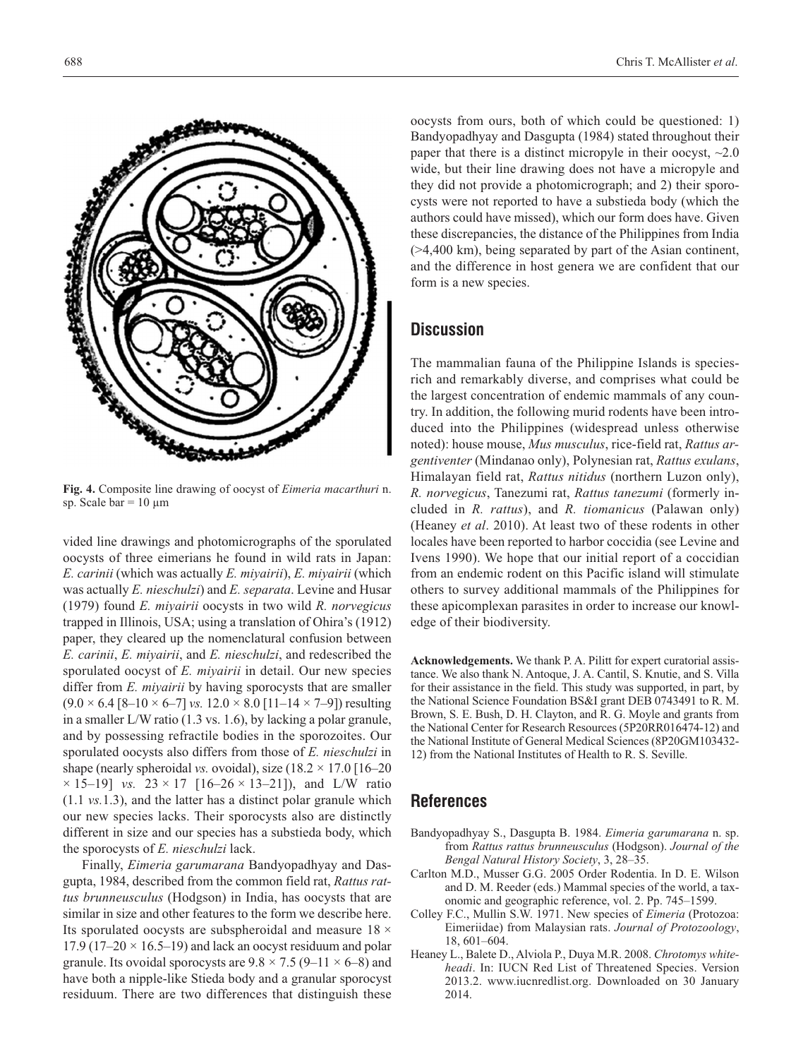Fig. 4. Composite line drawing of oocyst of *Eimeria macarthuri* n. sp. Scale bar = 10 µm

vided line drawings and photomicrographs of the sporulated oocysts of three eimerians he found in wild rats in Japan: *E. carinii* (which was actually *E. miyairii*), *E. miyairii* (which was actually *E. nieschulzi*) and *E. separata*. Levine and Husar (1979) found *E. miyairii* oocysts in two wild *R. norvegicus* trapped in Illinois, USA; using a translation of Ohira's (1912) paper, they cleared up the nomenclatural confusion between *E. carinii*, *E. miyairii*, and *E. nieschulzi*, and redescribed the sporulated oocyst of *E. miyairii* in detail. Our new species differ from *E. miyairii* by having sporocysts that are smaller ($9.0 \times 6.4$ [$8–10 \times 6–7$] *vs.* $12.0 \times 8.0$ [$11–14 \times 7–9$]) resulting in a smaller L/W ratio (1.3 vs. 1.6), by lacking a polar granule, and by possessing refractile bodies in the sporozoites. Our sporulated oocysts also differs from those of *E. nieschulzi* in shape (nearly spheroidal *vs.* ovoidal), size ($18.2 \times 17.0$ [$16–20 \times 15–19$] *vs.* $23 \times 17$ [$16–26 \times 13–21$]), and L/W ratio (1.1 *vs.*1.3), and the latter has a distinct polar granule which our new species lacks. Their sporocysts also are distinctly different in size and our species has a substieda body, which the sporocysts of *E. nieschulzi* lack.

Finally, *Eimeria garumarana* Bandyopadhyay and Dasgupta, 1984, described from the common field rat, *Rattus rattus brunneusculus* (Hodgson) in India, has oocysts that are similar in size and other features to the form we describe here. Its sporulated oocysts are subspheroidal and measure $18 \times 17.9$ ($17–20 \times 16.5–19$) and lack an oocyst residuum and polar granule. Its ovoidal sporocysts are $9.8 \times 7.5$ ($9–11 \times 6–8$) and have both a nipple-like Stieda body and a granular sporocyst residuum. There are two differences that distinguish these oocysts from ours, both of which could be questioned: 1) Bandyopadhyay and Dasgupta (1984) stated throughout their paper that there is a distinct micropyle in their oocyst, ~2.0 wide, but their line drawing does not have a micropyle and they did not provide a photomicrograph; and 2) their sporocysts were not reported to have a substieda body (which the authors could have missed), which our form does have. Given these discrepancies, the distance of the Philippines from India (>4,400 km), being separated by part of the Asian continent, and the difference in host genera we are confident that our form is a new species.

## Discussion

The mammalian fauna of the Philippine Islands is species-rich and remarkably diverse, and comprises what could be the largest concentration of endemic mammals of any country. In addition, the following murid rodents have been introduced into the Philippines (widespread unless otherwise noted): house mouse, *Mus musculus*, rice-field rat, *Rattus argentiventer* (Mindanao only), Polynesian rat, *Rattus exulans*, Himalayan field rat, *Rattus nitidus* (northern Luzon only), *R. norvegicus*, Tanezumi rat, *Rattus tanezumi* (formerly included in *R. rattus*), and *R. tiomanicus* (Palawan only) (Heaney *et al*. 2010). At least two of these rodents in other locales have been reported to harbor coccidia (see Levine and Ivens 1990). We hope that our initial report of a coccidian from an endemic rodent on this Pacific island will stimulate others to survey additional mammals of the Philippines for these apicomplexan parasites in order to increase our knowledge of their biodiversity.

**Acknowledgements.** We thank P. A. Pilitt for expert curatorial assistance. We also thank N. Antoque, J. A. Cantil, S. Knutie, and S. Villa for their assistance in the field. This study was supported, in part, by the National Science Foundation BS&I grant DEB 0743491 to R. M. Brown, S. E. Bush, D. H. Clayton, and R. G. Moyle and grants from the National Center for Research Resources (5P20RR016474-12) and the National Institute of General Medical Sciences (8P20GM103432-12) from the National Institutes of Health to R. S. Seville.

## References

Bandyopadhyay S., Dasgupta B. 1984. *Eimeria garumarana* n. sp. from *Rattus rattus brunneusculus* (Hodgson). *Journal of the Bengal Natural History Society*, 3, 28–35.

Carlton M.D., Musser G.G. 2005 Order Rodentia. In D. E. Wilson and D. M. Reeder (eds.) Mammal species of the world, a taxonomic and geographic reference, vol. 2. Pp. 745–1599.

Colley F.C., Mullin S.W. 1971. New species of *Eimeria* (Protozoa: Eimeriidae) from Malaysian rats. *Journal of Protozoology*, 18, 601–604.

Heaney L., Balete D., Alviola P., Duya M.R. 2008. *Chrotomys whiteheadi*. In: IUCN Red List of Threatened Species. Version 2013.2. www.iucnredlist.org. Downloaded on 30 January 2014.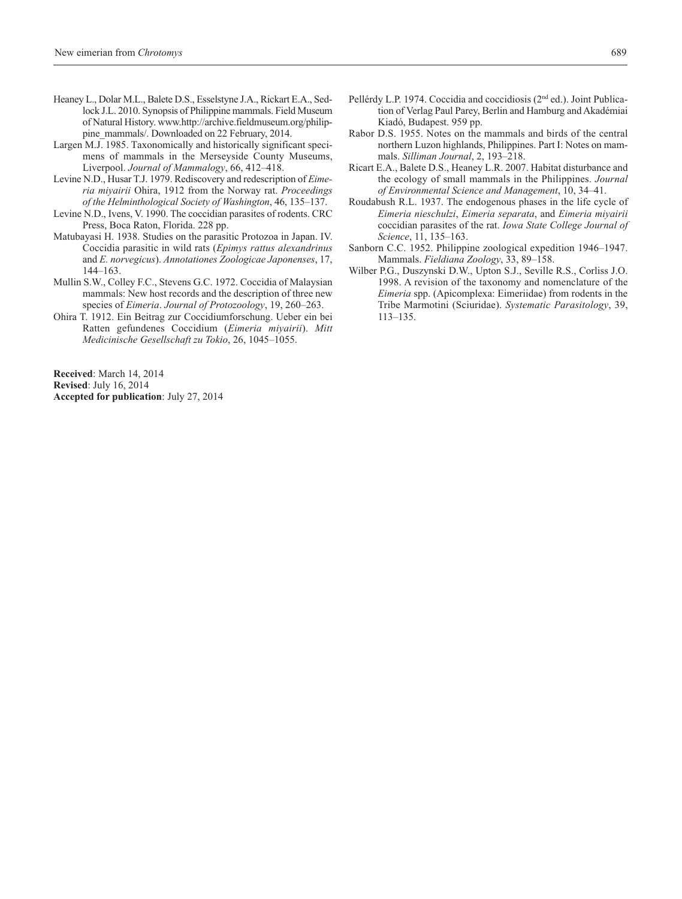Heaney L., Dolar M.L., Balete D.S., Esselstyne J.A., Rickart E.A., Sedlock J.L. 2010. Synopsis of Philippine mammals. Field Museum of Natural History. www.http://archive.fieldmuseum.org/philippine_mammals/. Downloaded on 22 February, 2014.

Largen M.J. 1985. Taxonomically and historically significant specimens of mammals in the Merseyside County Museums, Liverpool. *Journal of Mammalogy*, 66, 412–418.

Levine N.D., Husar T.J. 1979. Rediscovery and redescription of *Eimeria miyairii* Ohira, 1912 from the Norway rat. *Proceedings of the Helminthological Society of Washington*, 46, 135–137.

Levine N.D., Ivens, V. 1990. The coccidian parasites of rodents. CRC Press, Boca Raton, Florida. 228 pp.

Matubayasi H. 1938. Studies on the parasitic Protozoa in Japan. IV. Coccidia parasitic in wild rats (*Epimys rattus alexandrinus* and *E. norvegicus*). *Annotationes Zoologicae Japonenses*, 17, 144–163.

Mullin S.W., Colley F.C., Stevens G.C. 1972. Coccidia of Malaysian mammals: New host records and the description of three new species of *Eimeria*. *Journal of Protozoology*, 19, 260–263.

Ohira T. 1912. Ein Beitrag zur Coccidiumforschung. Ueber ein bei Ratten gefundenes Coccidium (*Eimeria miyairii*). *Mitt Medicinische Gesellschaft zu Tokio*, 26, 1045–1055.

Pellérdy L.P. 1974. Coccidia and coccidiosis (2nd ed.). Joint Publication of Verlag Paul Parey, Berlin and Hamburg and Akadémiai Kiadó, Budapest. 959 pp.

Rabor D.S. 1955. Notes on the mammals and birds of the central northern Luzon highlands, Philippines. Part I: Notes on mammals. *Silliman Journal*, 2, 193–218.

Ricart E.A., Balete D.S., Heaney L.R. 2007. Habitat disturbance and the ecology of small mammals in the Philippines. *Journal of Environmental Science and Management*, 10, 34–41.

Roudabush R.L. 1937. The endogenous phases in the life cycle of *Eimeria nieschulzi*, *Eimeria separata*, and *Eimeria miyairii* coccidian parasites of the rat. *Iowa State College Journal of Science*, 11, 135–163.

Sanborn C.C. 1952. Philippine zoological expedition 1946–1947. Mammals. *Fieldiana Zoology*, 33, 89–158.

Wilber P.G., Duszynski D.W., Upton S.J., Seville R.S., Corliss J.O. 1998. A revision of the taxonomy and nomenclature of the *Eimeria* spp. (Apicomplexa: Eimeriidae) from rodents in the Tribe Marmotini (Sciuridae). *Systematic Parasitology*, 39, 113–135.

**Received**: March 14, 2014
**Revised**: July 16, 2014
**Accepted for publication**: July 27, 2014